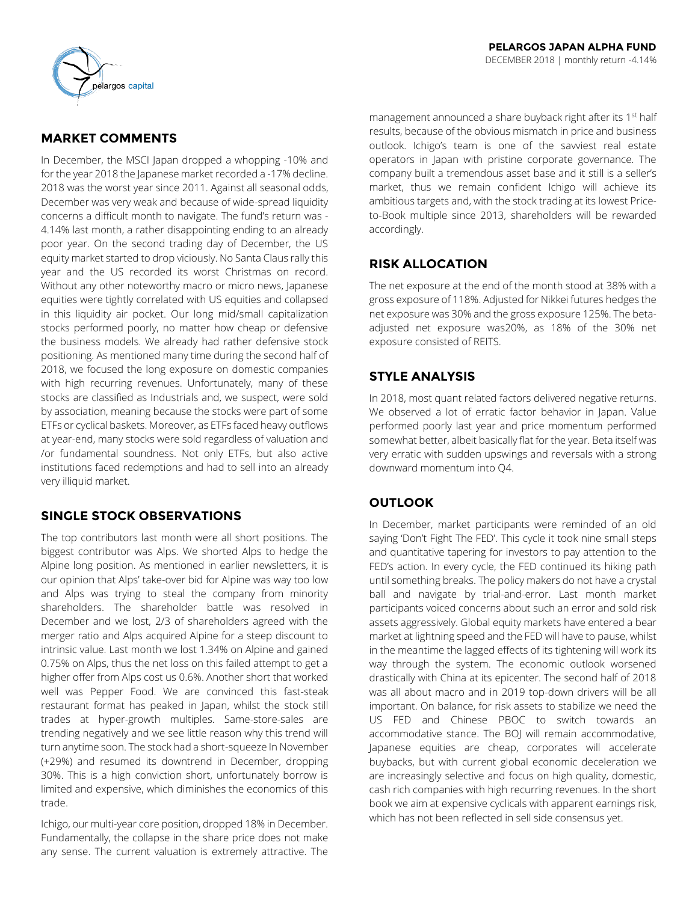**PELARGOS JAPAN ALPHA FUND**

DECEMBER 2018 | monthly return -4.14%

## MARKET COMMENTS

In December, the MSCI Japan dropped a whopping -10% and for the year 2018 the Japanese market recorded a -17% decline. 2018 was the worst year since 2011. Against all seasonal odds, December was very weak and because of wide-spread liquidity concerns a difficult month to navigate. The fund's return was -4.14% last month, a rather disappointing ending to an already poor year. On the second trading day of December, the US equity market started to drop viciously. No Santa Claus rally this year and the US recorded its worst Christmas on record. Without any other noteworthy macro or micro news, Japanese equities were tightly correlated with US equities and collapsed in this liquidity air pocket. Our long mid/small capitalization stocks performed poorly, no matter how cheap or defensive the business models. We already had rather defensive stock positioning. As mentioned many time during the second half of 2018, we focused the long exposure on domestic companies with high recurring revenues. Unfortunately, many of these stocks are classified as Industrials and, we suspect, were sold by association, meaning because the stocks were part of some ETFs or cyclical baskets. Moreover, as ETFs faced heavy outflows at year-end, many stocks were sold regardless of valuation and /or fundamental soundness. Not only ETFs, but also active institutions faced redemptions and had to sell into an already very illiquid market.

## SINGLE STOCK OBSERVATIONS

The top contributors last month were all short positions. The biggest contributor was Alps. We shorted Alps to hedge the Alpine long position. As mentioned in earlier newsletters, it is our opinion that Alps' take-over bid for Alpine was way too low and Alps was trying to steal the company from minority shareholders. The shareholder battle was resolved in December and we lost, 2/3 of shareholders agreed with the merger ratio and Alps acquired Alpine for a steep discount to intrinsic value. Last month we lost 1.34% on Alpine and gained 0.75% on Alps, thus the net loss on this failed attempt to get a higher offer from Alps cost us 0.6%. Another short that worked well was Pepper Food. We are convinced this fast-steak restaurant format has peaked in Japan, whilst the stock still trades at hyper-growth multiples. Same-store-sales are trending negatively and we see little reason why this trend will turn anytime soon. The stock had a short-squeeze In November (+29%) and resumed its downtrend in December, dropping 30%. This is a high conviction short, unfortunately borrow is limited and expensive, which diminishes the economics of this trade.

Ichigo, our multi-year core position, dropped 18% in December. Fundamentally, the collapse in the share price does not make any sense. The current valuation is extremely attractive. The management announced a share buyback right after its 1st half results, because of the obvious mismatch in price and business outlook. Ichigo's team is one of the savviest real estate operators in Japan with pristine corporate governance. The company built a tremendous asset base and it still is a seller's market, thus we remain confident Ichigo will achieve its ambitious targets and, with the stock trading at its lowest Price-to-Book multiple since 2013, shareholders will be rewarded accordingly.

## RISK ALLOCATION

The net exposure at the end of the month stood at 38% with a gross exposure of 118%. Adjusted for Nikkei futures hedges the net exposure was 30% and the gross exposure 125%. The beta-adjusted net exposure was20%, as 18% of the 30% net exposure consisted of REITS.

## STYLE ANALYSIS

In 2018, most quant related factors delivered negative returns. We observed a lot of erratic factor behavior in Japan. Value performed poorly last year and price momentum performed somewhat better, albeit basically flat for the year. Beta itself was very erratic with sudden upswings and reversals with a strong downward momentum into Q4.

## OUTLOOK

In December, market participants were reminded of an old saying 'Don't Fight The FED'. This cycle it took nine small steps and quantitative tapering for investors to pay attention to the FED's action. In every cycle, the FED continued its hiking path until something breaks. The policy makers do not have a crystal ball and navigate by trial-and-error. Last month market participants voiced concerns about such an error and sold risk assets aggressively. Global equity markets have entered a bear market at lightning speed and the FED will have to pause, whilst in the meantime the lagged effects of its tightening will work its way through the system. The economic outlook worsened drastically with China at its epicenter. The second half of 2018 was all about macro and in 2019 top-down drivers will be all important. On balance, for risk assets to stabilize we need the US FED and Chinese PBOC to switch towards an accommodative stance. The BOJ will remain accommodative, Japanese equities are cheap, corporates will accelerate buybacks, but with current global economic deceleration we are increasingly selective and focus on high quality, domestic, cash rich companies with high recurring revenues. In the short book we aim at expensive cyclicals with apparent earnings risk, which has not been reflected in sell side consensus yet.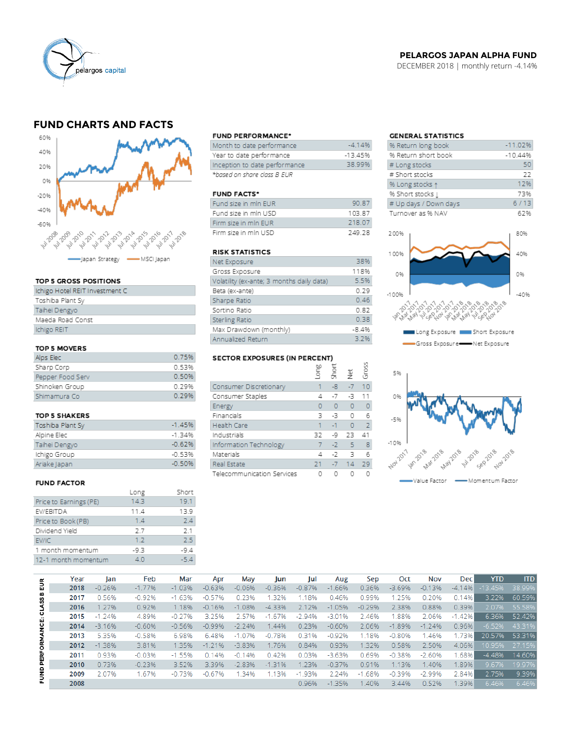**PELARGOS JAPAN ALPHA FUND**

DECEMBER 2018 | monthly return -4.14%

## FUND CHARTS AND FACTS

Japan Strategy | MSCI Japan

### FUND PERFORMANCE*

| | |
|---|---|
| Month to date performance | -4.14% |
| Year to date performance | -13.45% |
| Inception to date performance | 38.99% |

*based on share class B EUR*

### GENERAL STATISTICS

| | |
|---|---|
| % Return long book | -11.02% |
| % Return short book | -10.44% |
| # Long stocks | 50 |
| # Short stocks | 22 |
| % Long stocks ↑ | 12% |
| % Short stocks ↓ | 73% |
| # Up days / Down days | 6 / 13 |
| Turnover as % NAV | 62% |

### FUND FACTS*

| | |
|---|---|
| Fund size in mln EUR | 90.87 |
| Fund size in mln USD | 103.87 |
| Firm size in mln EUR | 218.07 |
| Firm size in mln USD | 249.28 |

Long Exposure | Short Exposure | Gross Exposure | Net Exposure

### RISK STATISTICS

| | |
|---|---|
| Net Exposure | 38% |
| Gross Exposure | 118% |
| Volatility (ex-ante; 3 months daily data) | 5.5% |
| Beta (ex-ante) | 0.29 |
| Sharpe Ratio | 0.46 |
| Sortino Ratio | 0.82 |
| Sterling Ratio | 0.38 |
| Max Drawdown (monthly) | -8.4% |
| Annualized Return | 3.2% |

### TOP 5 GROSS POSITIONS

| |
|---|
| Ichigo Hotel REIT Investment C |
| Toshiba Plant Sy |
| Taihei Dengyo |
| Maeda Road Const |
| Ichigo REIT |

### TOP 5 MOVERS

| | |
|---|---|
| Alps Elec | 0.75% |
| Sharp Corp | 0.53% |
| Pepper Food Serv | 0.50% |
| Shinoken Group | 0.29% |
| Shimamura Co | 0.29% |

### TOP 5 SHAKERS

| | |
|---|---|
| Toshiba Plant Sy | -1.45% |
| Alpine Elec | -1.34% |
| Taihei Dengyo | -0.62% |
| Ichigo Group | -0.53% |
| Ariake Japan | -0.50% |

### SECTOR EXPOSURES (IN PERCENT)

| | Long | Short | Net | Gross |
|---|---|---|---|---|
| Consumer Discretionary | 1 | -8 | -7 | 10 |
| Consumer Staples | 4 | -7 | -3 | 11 |
| Energy | 0 | 0 | 0 | 0 |
| Financials | 3 | -3 | 0 | 6 |
| Health Care | 1 | -1 | 0 | 2 |
| Industrials | 32 | -9 | 23 | 41 |
| Information Technology | 7 | -2 | 5 | 8 |
| Materials | 4 | -2 | 3 | 6 |
| Real Estate | 21 | -7 | 14 | 29 |
| Telecommunication Services | 0 | 0 | 0 | 0 |

Value Factor | Momentum Factor

### FUND FACTOR

| | Long | Short |
|---|---|---|
| Price to Earnings (PE) | 14.3 | 19.1 |
| EV/EBITDA | 11.4 | 13.9 |
| Price to Book (PB) | 1.4 | 2.4 |
| Dividend Yield | 2.7 | 2.1 |
| EV/IC | 1.2 | 2.5 |
| 1 month momentum | -9.3 | -9.4 |
| 12-1 month momentum | 4.0 | -5.4 |

### FUND PERFORMANCE: CLASS B EUR

| Year | Jan | Feb | Mar | Apr | May | Jun | Jul | Aug | Sep | Oct | Nov | Dec | YTD | ITD |
|---|---|---|---|---|---|---|---|---|---|---|---|---|---|---|
| 2018 | -0.26% | -1.77% | -1.03% | -0.63% | -0.06% | -0.36% | -0.87% | -1.66% | 0.36% | -3.69% | -0.13% | -4.14% | -13.45% | 38.99% |
| 2017 | 0.56% | -0.92% | -1.63% | -0.57% | 0.23% | 1.32% | 1.18% | 0.46% | 0.99% | 1.25% | 0.20% | 0.14% | 3.22% | 60.59% |
| 2016 | 1.27% | 0.92% | 1.18% | -0.16% | -1.08% | -4.33% | 2.12% | -1.05% | -0.29% | 2.38% | 0.88% | 0.39% | 2.07% | 55.58% |
| 2015 | -1.24% | 4.89% | -0.27% | 3.25% | 2.57% | -1.67% | -2.94% | -3.01% | 2.46% | 1.88% | 2.06% | -1.42% | 6.36% | 52.42% |
| 2014 | -3.16% | -0.60% | -0.56% | -0.99% | -2.24% | 1.44% | 0.23% | -0.60% | 2.06% | -1.89% | -1.24% | 0.96% | -6.52% | 43.31% |
| 2013 | 5.35% | -0.58% | 6.98% | 6.48% | -1.07% | -0.78% | 0.31% | -0.92% | 1.18% | -0.80% | 1.46% | 1.73% | 20.57% | 53.31% |
| 2012 | -1.38% | 3.81% | 1.35% | -1.21% | -3.83% | 1.76% | 0.84% | 0.93% | 1.32% | 0.58% | 2.50% | 4.06% | 10.95% | 27.15% |
| 2011 | 0.93% | -0.03% | -1.55% | 0.14% | -0.14% | 0.42% | 0.03% | -3.63% | 0.69% | -0.38% | -2.60% | 1.68% | -4.48% | 14.60% |
| 2010 | 0.73% | -0.23% | 3.52% | 3.39% | -2.83% | -1.31% | 1.23% | -0.37% | 0.91% | 1.13% | 1.40% | 1.89% | 9.67% | 19.97% |
| 2009 | 2.07% | 1.67% | -0.73% | -0.67% | 1.34% | 1.13% | -1.93% | 2.24% | -1.68% | -0.39% | -2.99% | 2.84% | 2.75% | 9.39% |
| 2008 | | | | | | | 0.96% | -1.35% | 1.40% | 3.44% | 0.52% | 1.39% | 6.46% | 6.46% |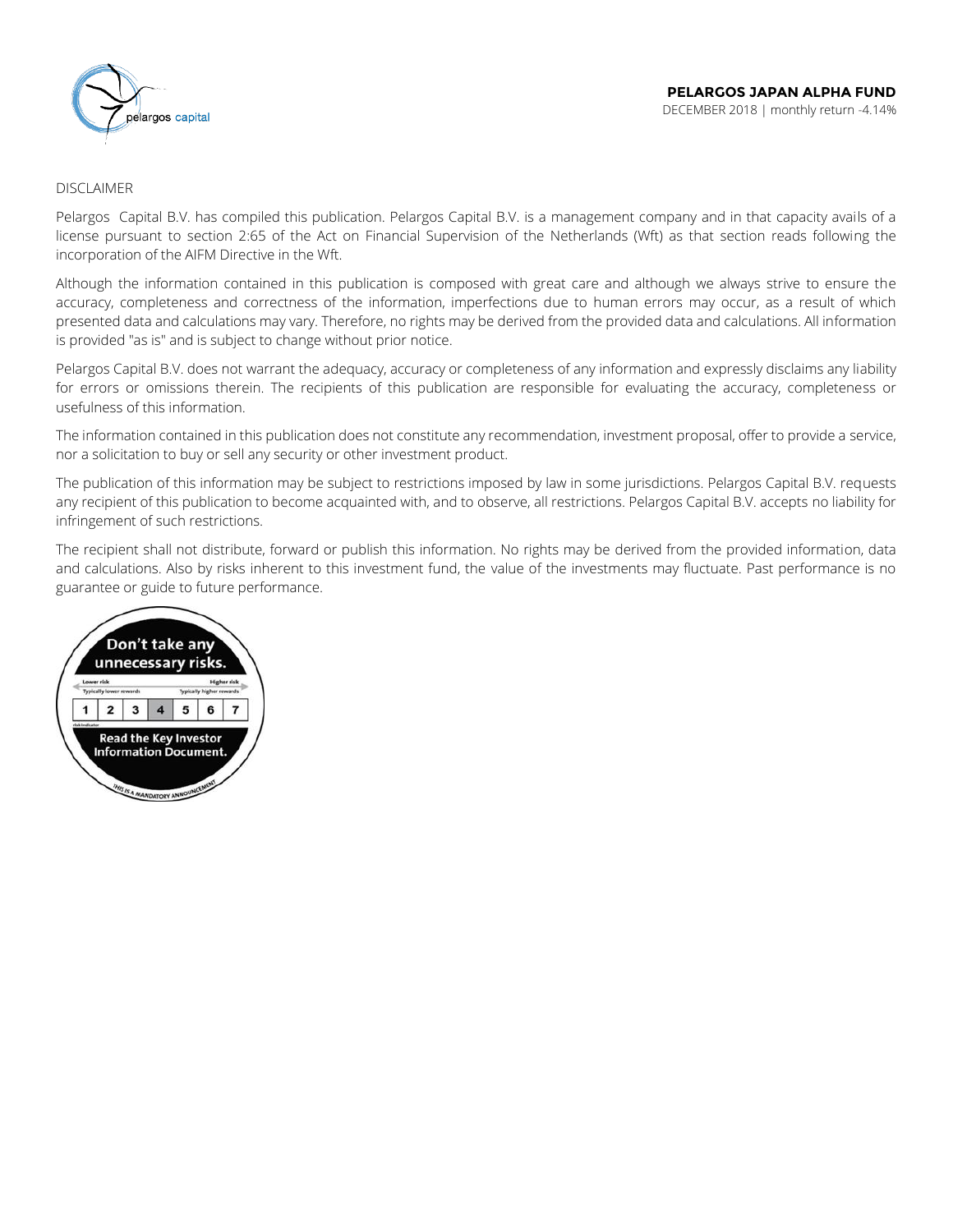**PELARGOS JAPAN ALPHA FUND**

DECEMBER 2018 | monthly return -4.14%

DISCLAIMER

Pelargos Capital B.V. has compiled this publication. Pelargos Capital B.V. is a management company and in that capacity avails of a license pursuant to section 2:65 of the Act on Financial Supervision of the Netherlands (Wft) as that section reads following the incorporation of the AIFM Directive in the Wft.

Although the information contained in this publication is composed with great care and although we always strive to ensure the accuracy, completeness and correctness of the information, imperfections due to human errors may occur, as a result of which presented data and calculations may vary. Therefore, no rights may be derived from the provided data and calculations. All information is provided "as is" and is subject to change without prior notice.

Pelargos Capital B.V. does not warrant the adequacy, accuracy or completeness of any information and expressly disclaims any liability for errors or omissions therein. The recipients of this publication are responsible for evaluating the accuracy, completeness or usefulness of this information.

The information contained in this publication does not constitute any recommendation, investment proposal, offer to provide a service, nor a solicitation to buy or sell any security or other investment product.

The publication of this information may be subject to restrictions imposed by law in some jurisdictions. Pelargos Capital B.V. requests any recipient of this publication to become acquainted with, and to observe, all restrictions. Pelargos Capital B.V. accepts no liability for infringement of such restrictions.

The recipient shall not distribute, forward or publish this information. No rights may be derived from the provided information, data and calculations. Also by risks inherent to this investment fund, the value of the investments may fluctuate. Past performance is no guarantee or guide to future performance.

Don't take any unnecessary risks.

Lower risk — Higher risk

Typically lower rewards — Typically higher rewards

1 2 3 4 5 6 7

risk indicator

Read the Key Investor Information Document.

THIS IS A MANDATORY ANNOUNCEMENT